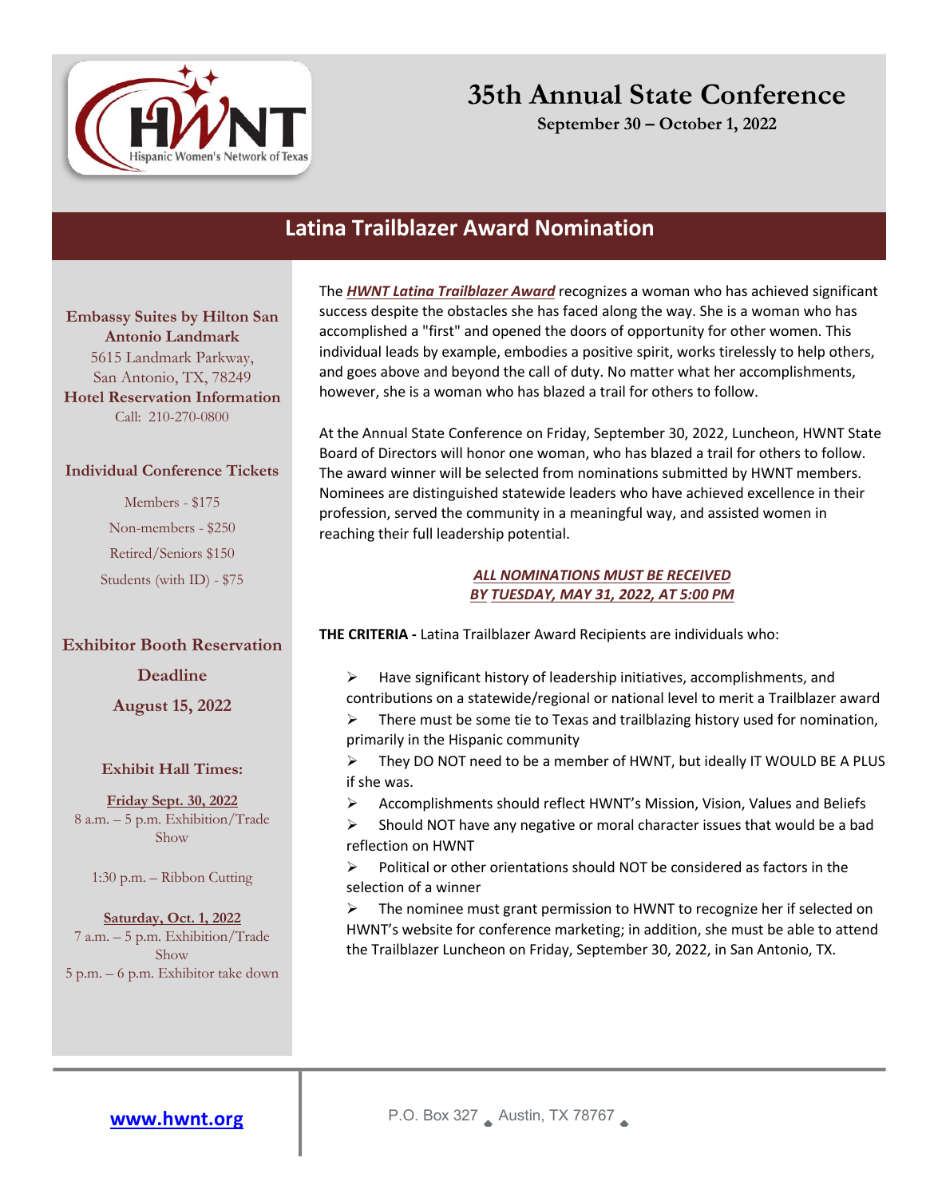Hispanic Women's Network of Texas

# 35th Annual State Conference

**September 30 – October 1, 2022**

## Latina Trailblazer Award Nomination

**Embassy Suites by Hilton San Antonio Landmark**
5615 Landmark Parkway,
San Antonio, TX, 78249
**Hotel Reservation Information**
Call: 210-270-0800

**Individual Conference Tickets**

Members - $175

Non-members - $250

Retired/Seniors $150

Students (with ID) - $75

**Exhibitor Booth Reservation Deadline**

**August 15, 2022**

**Exhibit Hall Times:**

**Friday Sept. 30, 2022**
8 a.m. – 5 p.m. Exhibition/Trade Show

1:30 p.m. – Ribbon Cutting

**Saturday, Oct. 1, 2022**
7 a.m. – 5 p.m. Exhibition/Trade Show
5 p.m. – 6 p.m. Exhibitor take down

The ***HWNT Latina Trailblazer Award*** recognizes a woman who has achieved significant success despite the obstacles she has faced along the way. She is a woman who has accomplished a "first" and opened the doors of opportunity for other women. This individual leads by example, embodies a positive spirit, works tirelessly to help others, and goes above and beyond the call of duty. No matter what her accomplishments, however, she is a woman who has blazed a trail for others to follow.

At the Annual State Conference on Friday, September 30, 2022, Luncheon, HWNT State Board of Directors will honor one woman, who has blazed a trail for others to follow. The award winner will be selected from nominations submitted by HWNT members. Nominees are distinguished statewide leaders who have achieved excellence in their profession, served the community in a meaningful way, and assisted women in reaching their full leadership potential.

***ALL NOMINATIONS MUST BE RECEIVED BY TUESDAY, MAY 31, 2022, AT 5:00 PM***

**THE CRITERIA -** Latina Trailblazer Award Recipients are individuals who:

- Have significant history of leadership initiatives, accomplishments, and contributions on a statewide/regional or national level to merit a Trailblazer award
- There must be some tie to Texas and trailblazing history used for nomination, primarily in the Hispanic community
- They DO NOT need to be a member of HWNT, but ideally IT WOULD BE A PLUS if she was.
- Accomplishments should reflect HWNT's Mission, Vision, Values and Beliefs
- Should NOT have any negative or moral character issues that would be a bad reflection on HWNT
- Political or other orientations should NOT be considered as factors in the selection of a winner
- The nominee must grant permission to HWNT to recognize her if selected on HWNT's website for conference marketing; in addition, she must be able to attend the Trailblazer Luncheon on Friday, September 30, 2022, in San Antonio, TX.

www.hwnt.org

P.O. Box 327 Austin, TX 78767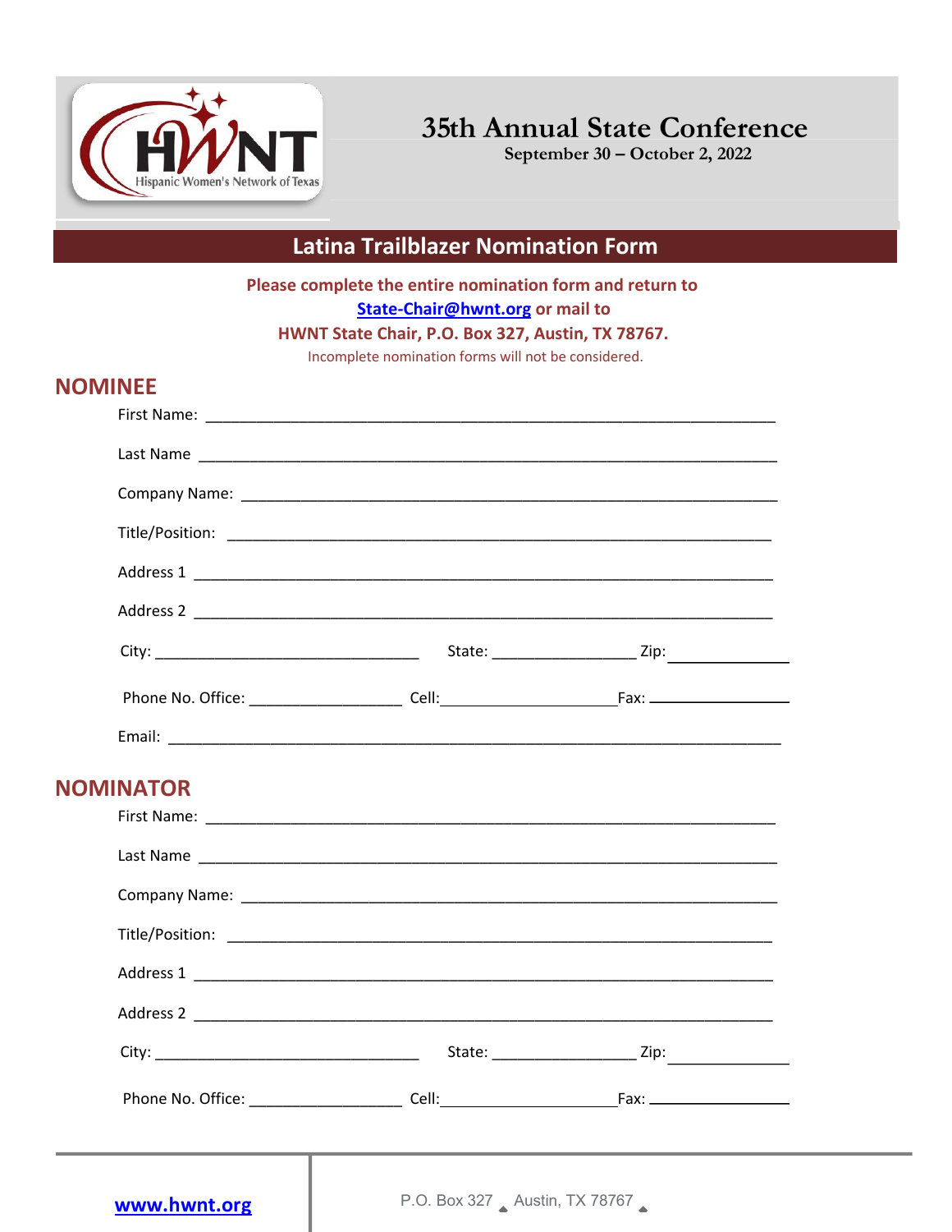# 35th Annual State Conference

September 30 – October 2, 2022

## Latina Trailblazer Nomination Form

**Please complete the entire nomination form and return to [State-Chair@hwnt.org](mailto:State-Chair@hwnt.org) or mail to HWNT State Chair, P.O. Box 327, Austin, TX 78767.**

Incomplete nomination forms will not be considered.

## NOMINEE

First Name: ______________________________________________

Last Name ______________________________________________

Company Name: ______________________________________________

Title/Position: ______________________________________________

Address 1 ______________________________________________

Address 2 ______________________________________________

City: ______________________ State: ____________ Zip: ____________

Phone No. Office: ______________ Cell: ______________ Fax: ______________

Email: ______________________________________________

## NOMINATOR

First Name: ______________________________________________

Last Name ______________________________________________

Company Name: ______________________________________________

Title/Position: ______________________________________________

Address 1 ______________________________________________

Address 2 ______________________________________________

City: ______________________ State: ____________ Zip: ____________

Phone No. Office: ______________ Cell: ______________ Fax: ______________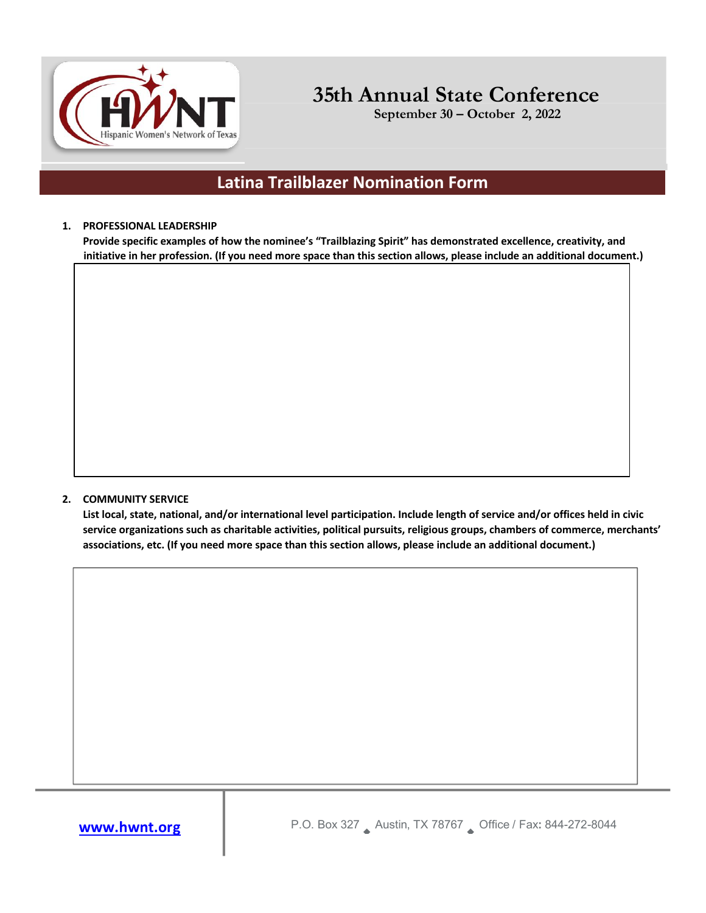# 35th Annual State Conference

**September 30 – October 2, 2022**

## Latina Trailblazer Nomination Form

1. **PROFESSIONAL LEADERSHIP**
   **Provide specific examples of how the nominee's "Trailblazing Spirit" has demonstrated excellence, creativity, and initiative in her profession. (If you need more space than this section allows, please include an additional document.)**

2. **COMMUNITY SERVICE**
   **List local, state, national, and/or international level participation. Include length of service and/or offices held in civic service organizations such as charitable activities, political pursuits, religious groups, chambers of commerce, merchants' associations, etc. (If you need more space than this section allows, please include an additional document.)**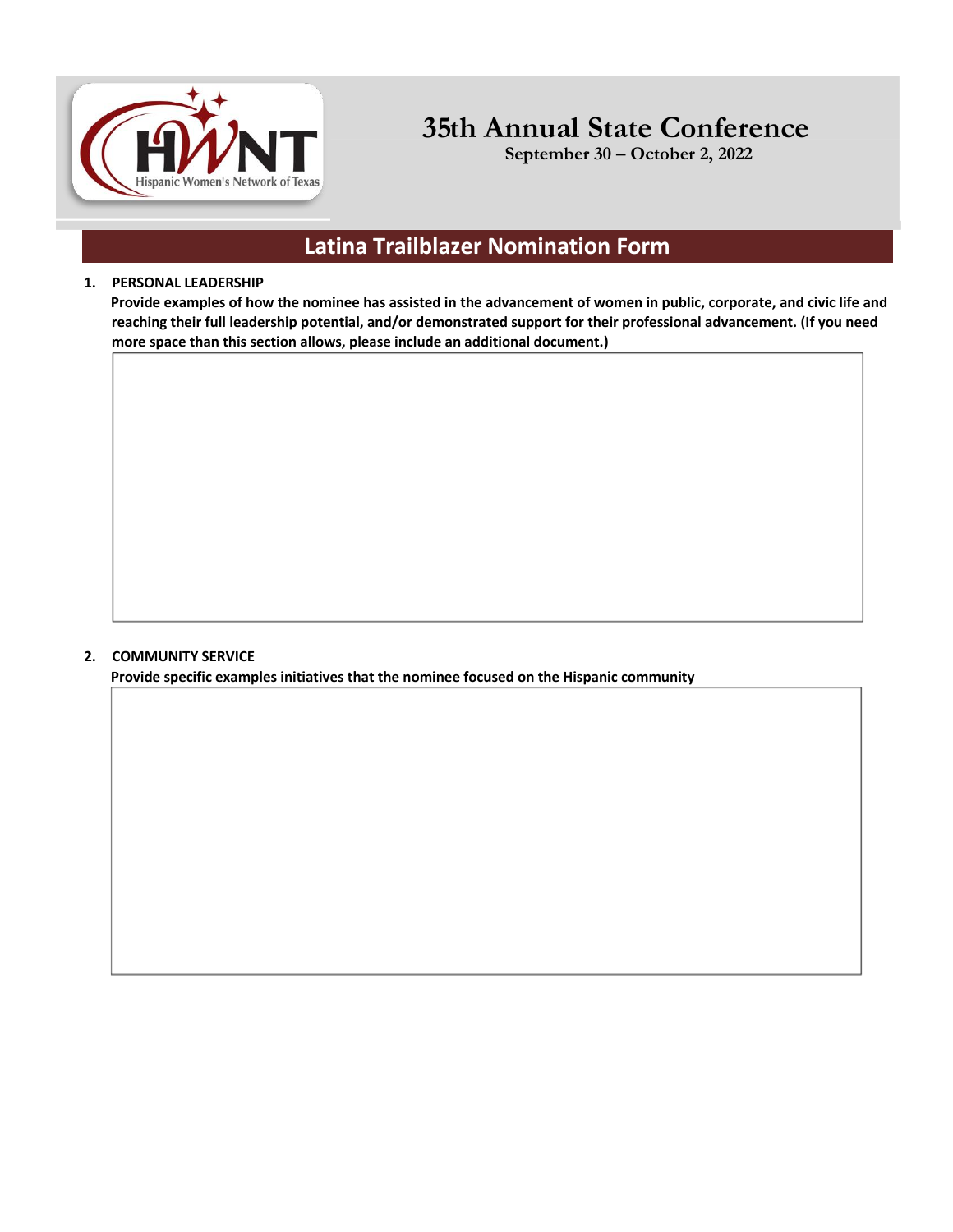# 35th Annual State Conference

**September 30 – October 2, 2022**

## Latina Trailblazer Nomination Form

1. **PERSONAL LEADERSHIP**
   **Provide examples of how the nominee has assisted in the advancement of women in public, corporate, and civic life and reaching their full leadership potential, and/or demonstrated support for their professional advancement. (If you need more space than this section allows, please include an additional document.)**

2. **COMMUNITY SERVICE**
   **Provide specific examples initiatives that the nominee focused on the Hispanic community**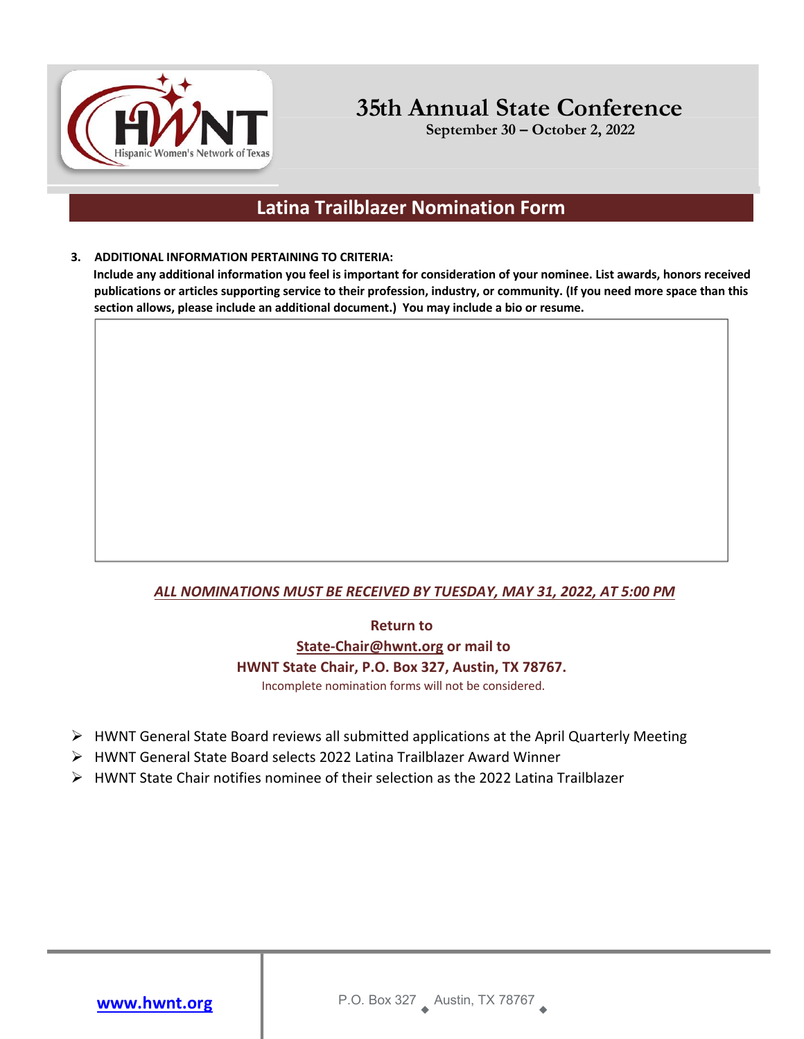# 35th Annual State Conference

**September 30 – October 2, 2022**

## Latina Trailblazer Nomination Form

**3. ADDITIONAL INFORMATION PERTAINING TO CRITERIA:**

**Include any additional information you feel is important for consideration of your nominee. List awards, honors received publications or articles supporting service to their profession, industry, or community. (If you need more space than this section allows, please include an additional document.) You may include a bio or resume.**

***ALL NOMINATIONS MUST BE RECEIVED BY TUESDAY, MAY 31, 2022, AT 5:00 PM***

**Return to**
**State-Chair@hwnt.org or mail to**
**HWNT State Chair, P.O. Box 327, Austin, TX 78767.**

Incomplete nomination forms will not be considered.

- HWNT General State Board reviews all submitted applications at the April Quarterly Meeting
- HWNT General State Board selects 2022 Latina Trailblazer Award Winner
- HWNT State Chair notifies nominee of their selection as the 2022 Latina Trailblazer